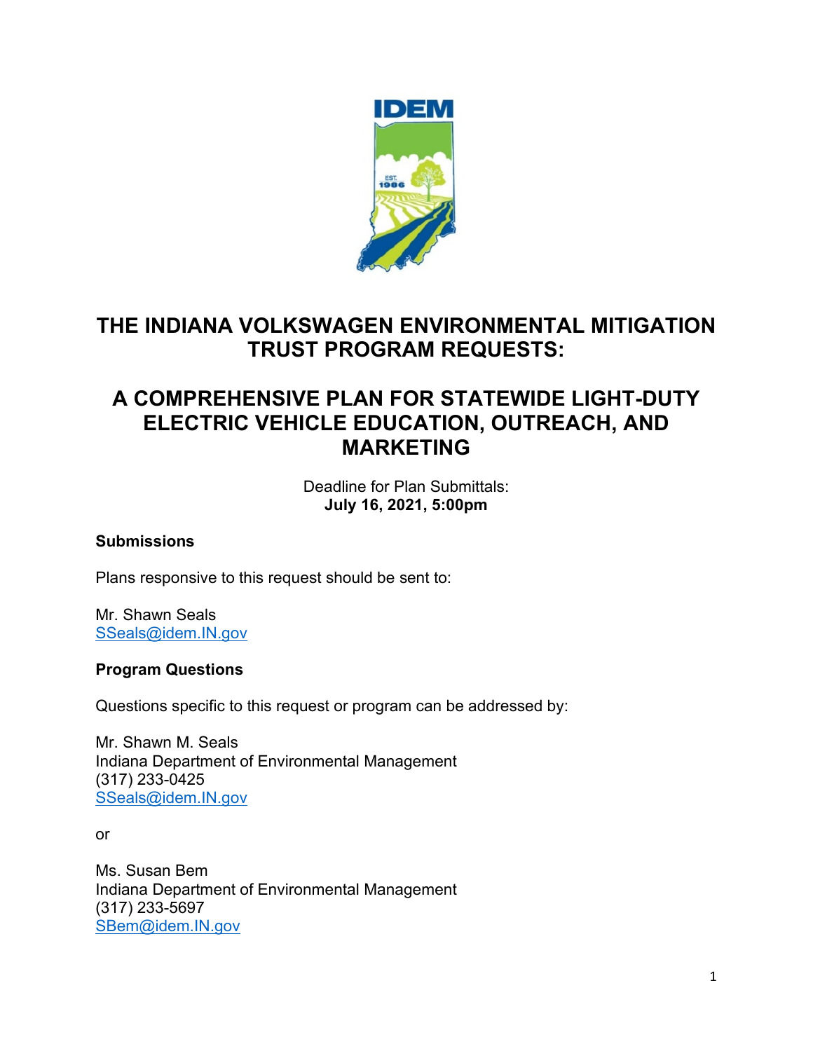# THE INDIANA VOLKSWAGEN ENVIRONMENTAL MITIGATION TRUST PROGRAM REQUESTS:

# A COMPREHENSIVE PLAN FOR STATEWIDE LIGHT-DUTY ELECTRIC VEHICLE EDUCATION, OUTREACH, AND MARKETING

Deadline for Plan Submittals:
**July 16, 2021, 5:00pm**

**Submissions**

Plans responsive to this request should be sent to:

Mr. Shawn Seals
SSeals@idem.IN.gov

**Program Questions**

Questions specific to this request or program can be addressed by:

Mr. Shawn M. Seals
Indiana Department of Environmental Management
(317) 233-0425
SSeals@idem.IN.gov

or

Ms. Susan Bem
Indiana Department of Environmental Management
(317) 233-5697
SBem@idem.IN.gov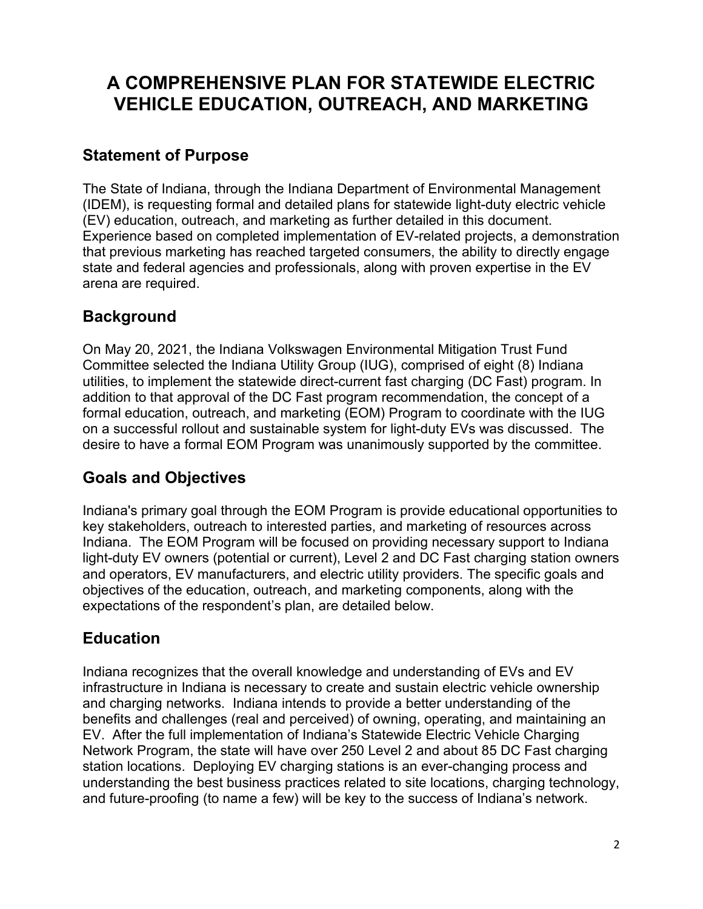# A COMPREHENSIVE PLAN FOR STATEWIDE ELECTRIC VEHICLE EDUCATION, OUTREACH, AND MARKETING

## Statement of Purpose

The State of Indiana, through the Indiana Department of Environmental Management (IDEM), is requesting formal and detailed plans for statewide light-duty electric vehicle (EV) education, outreach, and marketing as further detailed in this document. Experience based on completed implementation of EV-related projects, a demonstration that previous marketing has reached targeted consumers, the ability to directly engage state and federal agencies and professionals, along with proven expertise in the EV arena are required.

## Background

On May 20, 2021, the Indiana Volkswagen Environmental Mitigation Trust Fund Committee selected the Indiana Utility Group (IUG), comprised of eight (8) Indiana utilities, to implement the statewide direct-current fast charging (DC Fast) program. In addition to that approval of the DC Fast program recommendation, the concept of a formal education, outreach, and marketing (EOM) Program to coordinate with the IUG on a successful rollout and sustainable system for light-duty EVs was discussed. The desire to have a formal EOM Program was unanimously supported by the committee.

## Goals and Objectives

Indiana's primary goal through the EOM Program is provide educational opportunities to key stakeholders, outreach to interested parties, and marketing of resources across Indiana. The EOM Program will be focused on providing necessary support to Indiana light-duty EV owners (potential or current), Level 2 and DC Fast charging station owners and operators, EV manufacturers, and electric utility providers. The specific goals and objectives of the education, outreach, and marketing components, along with the expectations of the respondent's plan, are detailed below.

## Education

Indiana recognizes that the overall knowledge and understanding of EVs and EV infrastructure in Indiana is necessary to create and sustain electric vehicle ownership and charging networks. Indiana intends to provide a better understanding of the benefits and challenges (real and perceived) of owning, operating, and maintaining an EV. After the full implementation of Indiana's Statewide Electric Vehicle Charging Network Program, the state will have over 250 Level 2 and about 85 DC Fast charging station locations. Deploying EV charging stations is an ever-changing process and understanding the best business practices related to site locations, charging technology, and future-proofing (to name a few) will be key to the success of Indiana's network.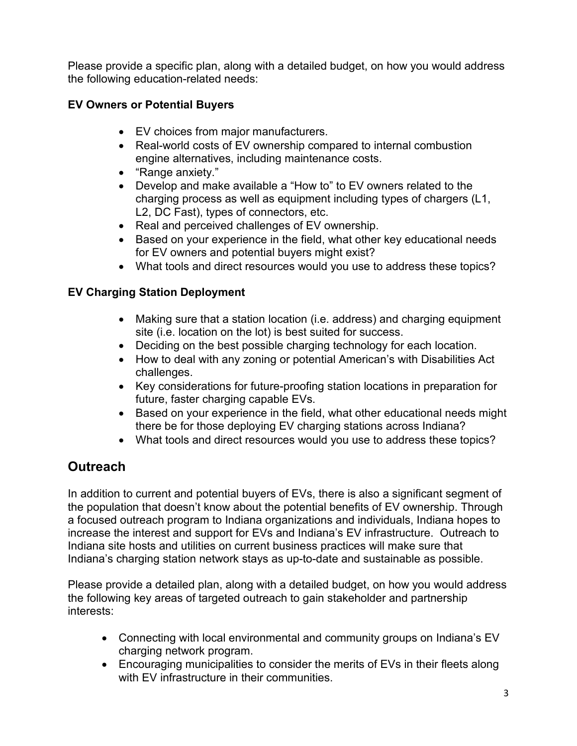Please provide a specific plan, along with a detailed budget, on how you would address the following education-related needs:

**EV Owners or Potential Buyers**

- EV choices from major manufacturers.
- Real-world costs of EV ownership compared to internal combustion engine alternatives, including maintenance costs.
- "Range anxiety."
- Develop and make available a "How to" to EV owners related to the charging process as well as equipment including types of chargers (L1, L2, DC Fast), types of connectors, etc.
- Real and perceived challenges of EV ownership.
- Based on your experience in the field, what other key educational needs for EV owners and potential buyers might exist?
- What tools and direct resources would you use to address these topics?

**EV Charging Station Deployment**

- Making sure that a station location (i.e. address) and charging equipment site (i.e. location on the lot) is best suited for success.
- Deciding on the best possible charging technology for each location.
- How to deal with any zoning or potential American's with Disabilities Act challenges.
- Key considerations for future-proofing station locations in preparation for future, faster charging capable EVs.
- Based on your experience in the field, what other educational needs might there be for those deploying EV charging stations across Indiana?
- What tools and direct resources would you use to address these topics?

## Outreach

In addition to current and potential buyers of EVs, there is also a significant segment of the population that doesn't know about the potential benefits of EV ownership. Through a focused outreach program to Indiana organizations and individuals, Indiana hopes to increase the interest and support for EVs and Indiana's EV infrastructure. Outreach to Indiana site hosts and utilities on current business practices will make sure that Indiana's charging station network stays as up-to-date and sustainable as possible.

Please provide a detailed plan, along with a detailed budget, on how you would address the following key areas of targeted outreach to gain stakeholder and partnership interests:

- Connecting with local environmental and community groups on Indiana's EV charging network program.
- Encouraging municipalities to consider the merits of EVs in their fleets along with EV infrastructure in their communities.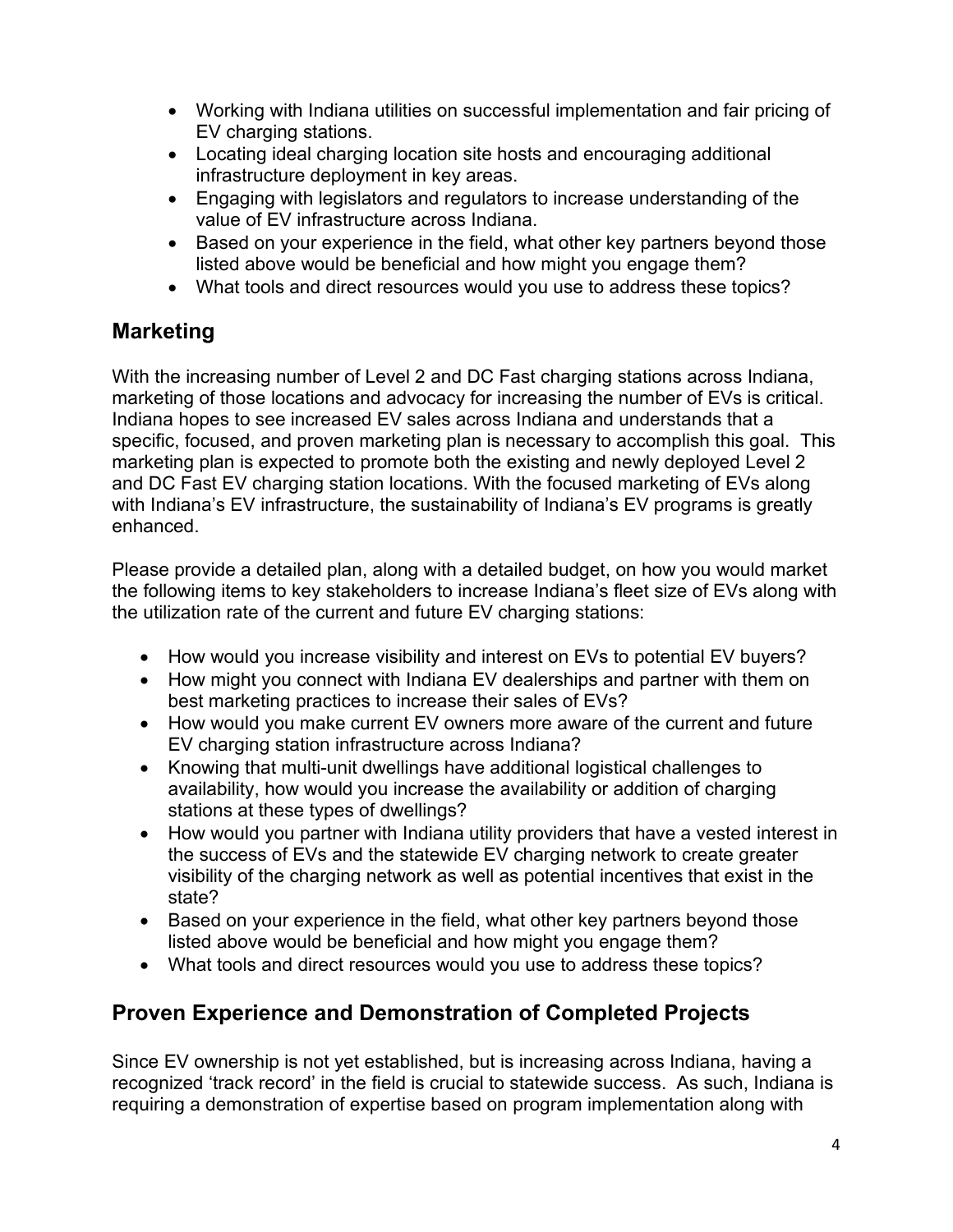- Working with Indiana utilities on successful implementation and fair pricing of EV charging stations.
- Locating ideal charging location site hosts and encouraging additional infrastructure deployment in key areas.
- Engaging with legislators and regulators to increase understanding of the value of EV infrastructure across Indiana.
- Based on your experience in the field, what other key partners beyond those listed above would be beneficial and how might you engage them?
- What tools and direct resources would you use to address these topics?

## Marketing

With the increasing number of Level 2 and DC Fast charging stations across Indiana, marketing of those locations and advocacy for increasing the number of EVs is critical. Indiana hopes to see increased EV sales across Indiana and understands that a specific, focused, and proven marketing plan is necessary to accomplish this goal. This marketing plan is expected to promote both the existing and newly deployed Level 2 and DC Fast EV charging station locations. With the focused marketing of EVs along with Indiana's EV infrastructure, the sustainability of Indiana's EV programs is greatly enhanced.

Please provide a detailed plan, along with a detailed budget, on how you would market the following items to key stakeholders to increase Indiana's fleet size of EVs along with the utilization rate of the current and future EV charging stations:

- How would you increase visibility and interest on EVs to potential EV buyers?
- How might you connect with Indiana EV dealerships and partner with them on best marketing practices to increase their sales of EVs?
- How would you make current EV owners more aware of the current and future EV charging station infrastructure across Indiana?
- Knowing that multi-unit dwellings have additional logistical challenges to availability, how would you increase the availability or addition of charging stations at these types of dwellings?
- How would you partner with Indiana utility providers that have a vested interest in the success of EVs and the statewide EV charging network to create greater visibility of the charging network as well as potential incentives that exist in the state?
- Based on your experience in the field, what other key partners beyond those listed above would be beneficial and how might you engage them?
- What tools and direct resources would you use to address these topics?

## Proven Experience and Demonstration of Completed Projects

Since EV ownership is not yet established, but is increasing across Indiana, having a recognized 'track record' in the field is crucial to statewide success. As such, Indiana is requiring a demonstration of expertise based on program implementation along with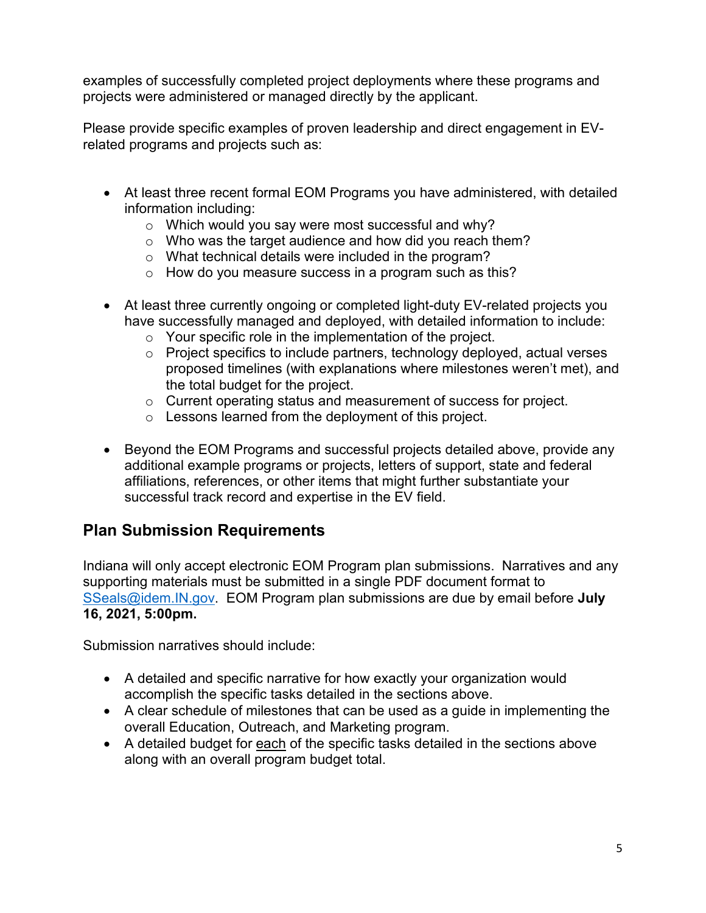examples of successfully completed project deployments where these programs and projects were administered or managed directly by the applicant.

Please provide specific examples of proven leadership and direct engagement in EV-related programs and projects such as:

- At least three recent formal EOM Programs you have administered, with detailed information including:
  - Which would you say were most successful and why?
  - Who was the target audience and how did you reach them?
  - What technical details were included in the program?
  - How do you measure success in a program such as this?

- At least three currently ongoing or completed light-duty EV-related projects you have successfully managed and deployed, with detailed information to include:
  - Your specific role in the implementation of the project.
  - Project specifics to include partners, technology deployed, actual verses proposed timelines (with explanations where milestones weren't met), and the total budget for the project.
  - Current operating status and measurement of success for project.
  - Lessons learned from the deployment of this project.

- Beyond the EOM Programs and successful projects detailed above, provide any additional example programs or projects, letters of support, state and federal affiliations, references, or other items that might further substantiate your successful track record and expertise in the EV field.

## Plan Submission Requirements

Indiana will only accept electronic EOM Program plan submissions. Narratives and any supporting materials must be submitted in a single PDF document format to [SSeals@idem.IN.gov](mailto:SSeals@idem.IN.gov). EOM Program plan submissions are due by email before **July 16, 2021, 5:00pm.**

Submission narratives should include:

- A detailed and specific narrative for how exactly your organization would accomplish the specific tasks detailed in the sections above.
- A clear schedule of milestones that can be used as a guide in implementing the overall Education, Outreach, and Marketing program.
- A detailed budget for <u>each</u> of the specific tasks detailed in the sections above along with an overall program budget total.